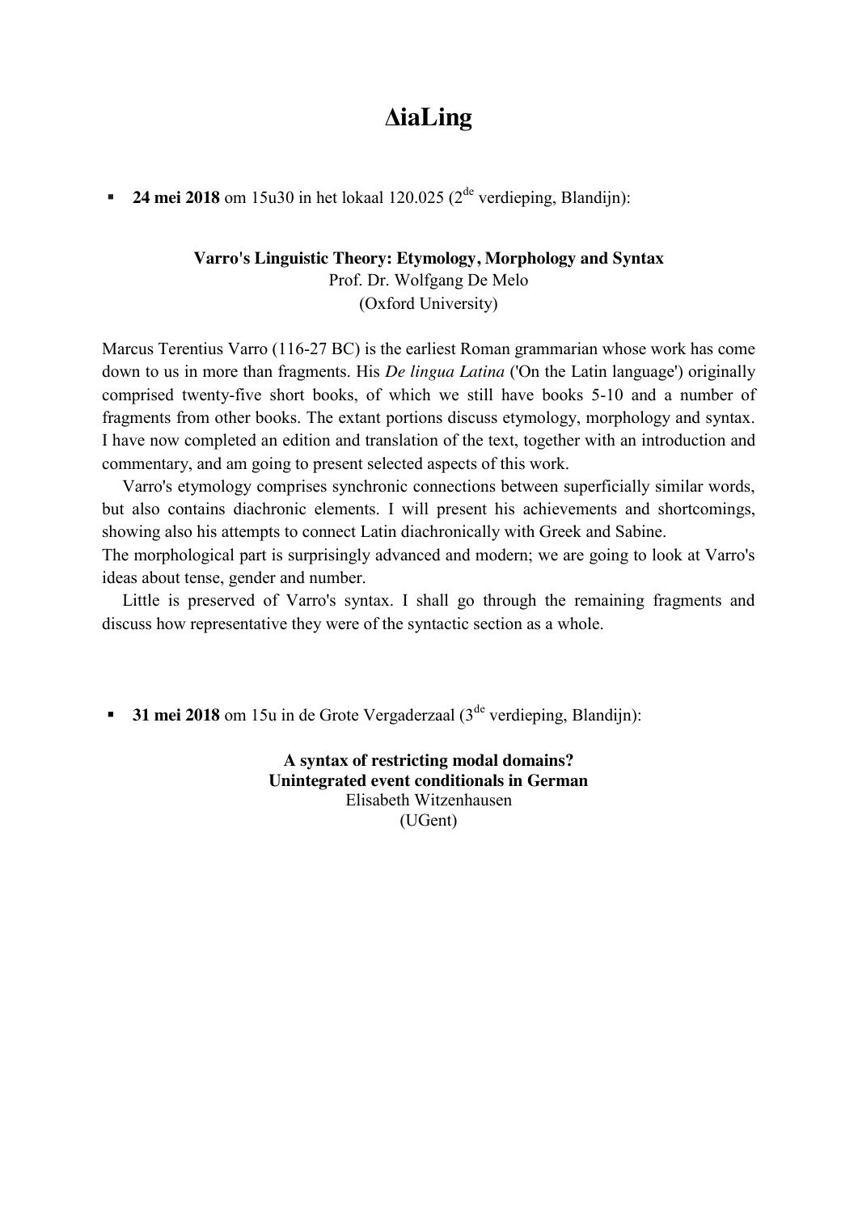# ΔiaLing

- **24 mei 2018** om 15u30 in het lokaal 120.025 (2de verdieping, Blandijn):

**Varro's Linguistic Theory: Etymology, Morphology and Syntax**
Prof. Dr. Wolfgang De Melo
(Oxford University)

Marcus Terentius Varro (116-27 BC) is the earliest Roman grammarian whose work has come down to us in more than fragments. His *De lingua Latina* ('On the Latin language') originally comprised twenty-five short books, of which we still have books 5-10 and a number of fragments from other books. The extant portions discuss etymology, morphology and syntax. I have now completed an edition and translation of the text, together with an introduction and commentary, and am going to present selected aspects of this work.

Varro's etymology comprises synchronic connections between superficially similar words, but also contains diachronic elements. I will present his achievements and shortcomings, showing also his attempts to connect Latin diachronically with Greek and Sabine.
The morphological part is surprisingly advanced and modern; we are going to look at Varro's ideas about tense, gender and number.

Little is preserved of Varro's syntax. I shall go through the remaining fragments and discuss how representative they were of the syntactic section as a whole.

- **31 mei 2018** om 15u in de Grote Vergaderzaal (3de verdieping, Blandijn):

**A syntax of restricting modal domains?**
**Unintegrated event conditionals in German**
Elisabeth Witzenhausen
(UGent)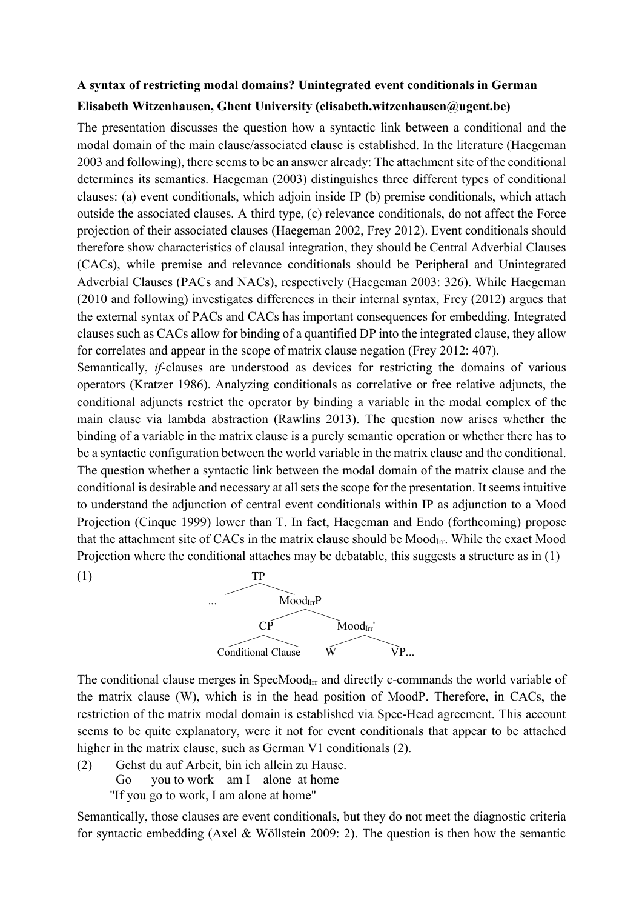**A syntax of restricting modal domains? Unintegrated event conditionals in German**

**Elisabeth Witzenhausen, Ghent University (elisabeth.witzenhausen@ugent.be)**

The presentation discusses the question how a syntactic link between a conditional and the modal domain of the main clause/associated clause is established. In the literature (Haegeman 2003 and following), there seems to be an answer already: The attachment site of the conditional determines its semantics. Haegeman (2003) distinguishes three different types of conditional clauses: (a) event conditionals, which adjoin inside IP (b) premise conditionals, which attach outside the associated clauses. A third type, (c) relevance conditionals, do not affect the Force projection of their associated clauses (Haegeman 2002, Frey 2012). Event conditionals should therefore show characteristics of clausal integration, they should be Central Adverbial Clauses (CACs), while premise and relevance conditionals should be Peripheral and Unintegrated Adverbial Clauses (PACs and NACs), respectively (Haegeman 2003: 326). While Haegeman (2010 and following) investigates differences in their internal syntax, Frey (2012) argues that the external syntax of PACs and CACs has important consequences for embedding. Integrated clauses such as CACs allow for binding of a quantified DP into the integrated clause, they allow for correlates and appear in the scope of matrix clause negation (Frey 2012: 407).

Semantically, *if*-clauses are understood as devices for restricting the domains of various operators (Kratzer 1986). Analyzing conditionals as correlative or free relative adjuncts, the conditional adjuncts restrict the operator by binding a variable in the modal complex of the main clause via lambda abstraction (Rawlins 2013). The question now arises whether the binding of a variable in the matrix clause is a purely semantic operation or whether there has to be a syntactic configuration between the world variable in the matrix clause and the conditional. The question whether a syntactic link between the modal domain of the matrix clause and the conditional is desirable and necessary at all sets the scope for the presentation. It seems intuitive to understand the adjunction of central event conditionals within IP as adjunction to a Mood Projection (Cinque 1999) lower than T. In fact, Haegeman and Endo (forthcoming) propose that the attachment site of CACs in the matrix clause should be $\text{Mood}_{\text{Irr}}$. While the exact Mood Projection where the conditional attaches may be debatable, this suggests a structure as in (1)

(1)

```
                TP
              /    \
           ...      Mood_Irr P
                   /          \
                 CP          Mood_Irr'
                /  \         /      \
       Conditional Clause   W       VP...
```

The conditional clause merges in $\text{SpecMood}_{\text{Irr}}$ and directly c-commands the world variable of the matrix clause (W), which is in the head position of MoodP. Therefore, in CACs, the restriction of the matrix modal domain is established via Spec-Head agreement. This account seems to be quite explanatory, were it not for event conditionals that appear to be attached higher in the matrix clause, such as German V1 conditionals (2).

(2) Gehst du auf Arbeit, bin ich allein zu Hause.
  Go you to work am I alone at home
  "If you go to work, I am alone at home"

Semantically, those clauses are event conditionals, but they do not meet the diagnostic criteria for syntactic embedding (Axel & Wöllstein 2009: 2). The question is then how the semantic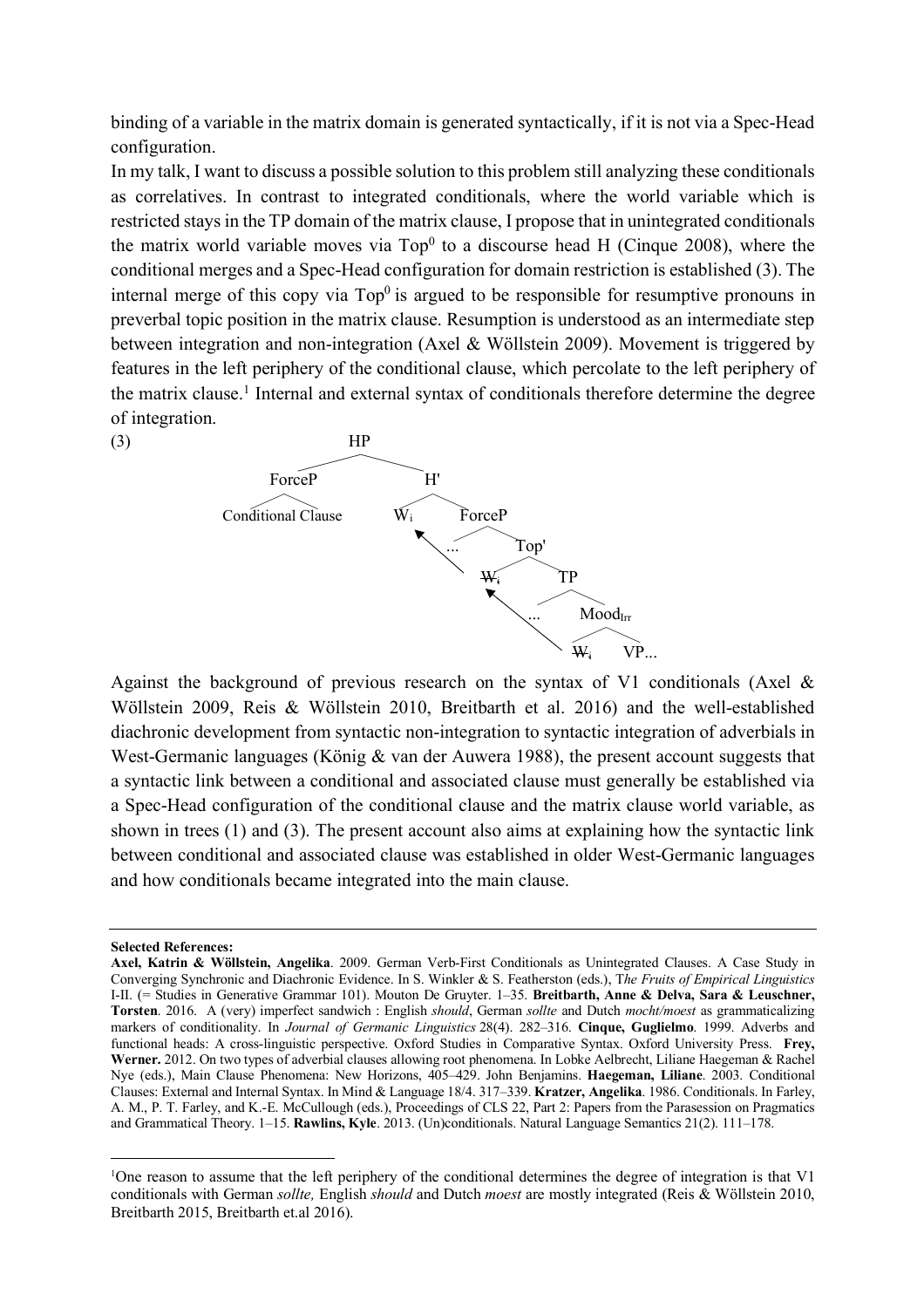binding of a variable in the matrix domain is generated syntactically, if it is not via a Spec-Head configuration.

In my talk, I want to discuss a possible solution to this problem still analyzing these conditionals as correlatives. In contrast to integrated conditionals, where the world variable which is restricted stays in the TP domain of the matrix clause, I propose that in unintegrated conditionals the matrix world variable moves via $Top^0$ to a discourse head H (Cinque 2008), where the conditional merges and a Spec-Head configuration for domain restriction is established (3). The internal merge of this copy via $Top^0$ is argued to be responsible for resumptive pronouns in preverbal topic position in the matrix clause. Resumption is understood as an intermediate step between integration and non-integration (Axel & Wöllstein 2009). Movement is triggered by features in the left periphery of the conditional clause, which percolate to the left periphery of the matrix clause.[1] Internal and external syntax of conditionals therefore determine the degree of integration.

(3)

HP
ForceP
H'
Conditional Clause
$W_i$
ForceP
...
Top'
~~$W_i$~~
TP
...
$Mood_{Irr}$
~~$W_i$~~
VP...

Against the background of previous research on the syntax of V1 conditionals (Axel & Wöllstein 2009, Reis & Wöllstein 2010, Breitbarth et al. 2016) and the well-established diachronic development from syntactic non-integration to syntactic integration of adverbials in West-Germanic languages (König & van der Auwera 1988), the present account suggests that a syntactic link between a conditional and associated clause must generally be established via a Spec-Head configuration of the conditional clause and the matrix clause world variable, as shown in trees (1) and (3). The present account also aims at explaining how the syntactic link between conditional and associated clause was established in older West-Germanic languages and how conditionals became integrated into the main clause.

**Selected References:**

**Axel, Katrin & Wöllstein, Angelika**. 2009. German Verb-First Conditionals as Unintegrated Clauses. A Case Study in Converging Synchronic and Diachronic Evidence. In S. Winkler & S. Featherston (eds.), T*he Fruits of Empirical Linguistics* I-II. (= Studies in Generative Grammar 101). Mouton De Gruyter. 1–35. **Breitbarth, Anne & Delva, Sara & Leuschner, Torsten**. 2016. A (very) imperfect sandwich : English *should*, German *sollte* and Dutch *mocht/moest* as grammaticalizing markers of conditionality. In *Journal of Germanic Linguistics* 28(4). 282–316. **Cinque, Guglielmo**. 1999. Adverbs and functional heads: A cross-linguistic perspective. Oxford Studies in Comparative Syntax. Oxford University Press. **Frey, Werner.** 2012. On two types of adverbial clauses allowing root phenomena. In Lobke Aelbrecht, Liliane Haegeman & Rachel Nye (eds.), Main Clause Phenomena: New Horizons, 405–429. John Benjamins. **Haegeman, Liliane**. 2003. Conditional Clauses: External and Internal Syntax. In Mind & Language 18/4. 317–339. **Kratzer, Angelika**. 1986. Conditionals. In Farley, A. M., P. T. Farley, and K.-E. McCullough (eds.), Proceedings of CLS 22, Part 2: Papers from the Parasession on Pragmatics and Grammatical Theory. 1–15. **Rawlins, Kyle**. 2013. (Un)conditionals. Natural Language Semantics 21(2). 111–178.

[1]One reason to assume that the left periphery of the conditional determines the degree of integration is that V1 conditionals with German *sollte,* English *should* and Dutch *moest* are mostly integrated (Reis & Wöllstein 2010, Breitbarth 2015, Breitbarth et.al 2016).